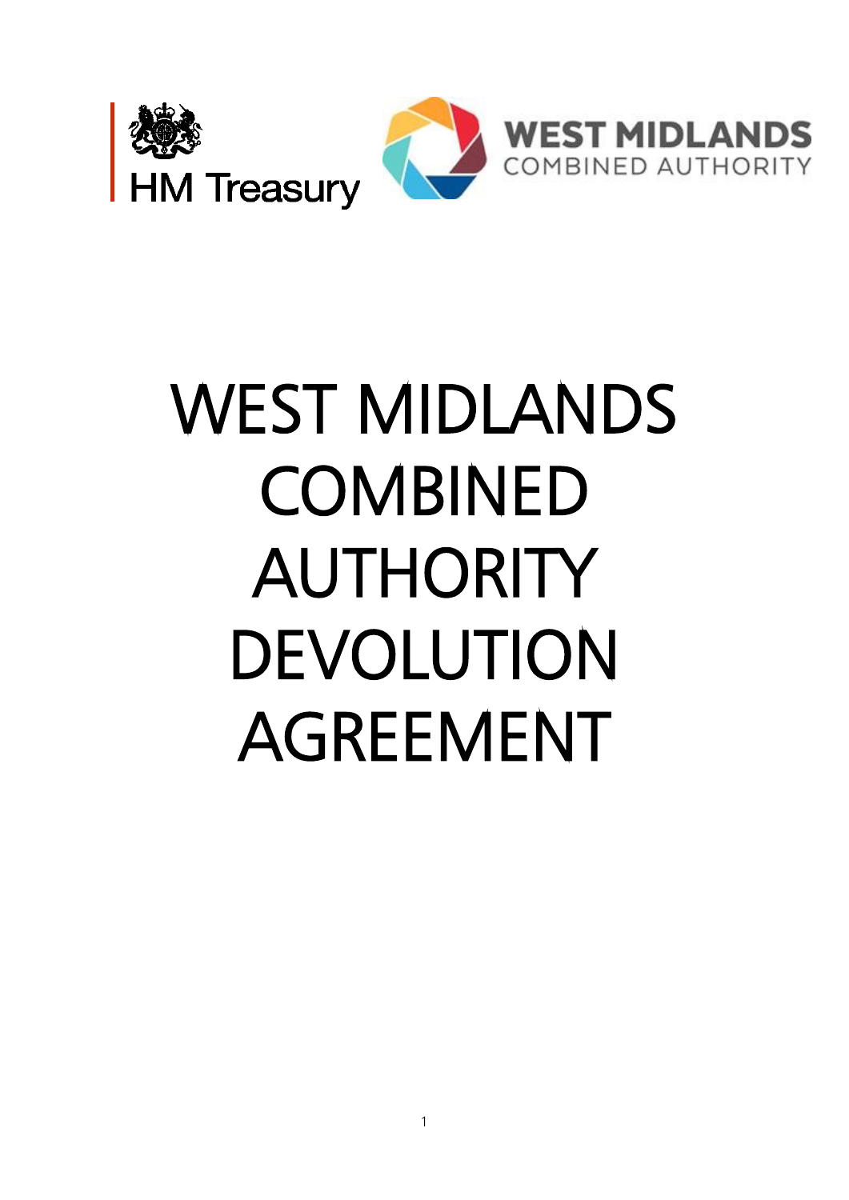HM Treasury

WEST MIDLANDS COMBINED AUTHORITY

# WEST MIDLANDS COMBINED AUTHORITY DEVOLUTION AGREEMENT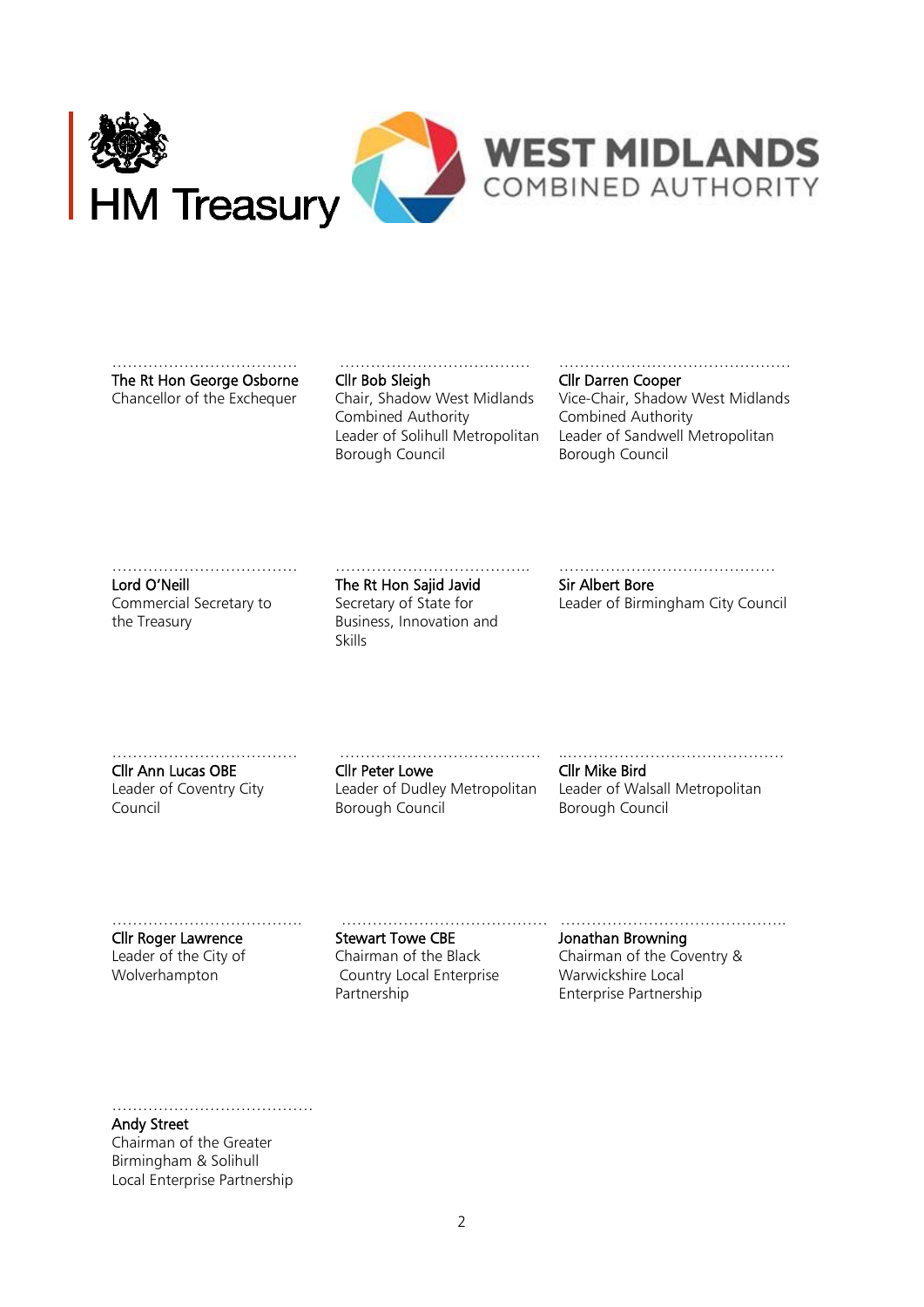HM Treasury

WEST MIDLANDS COMBINED AUTHORITY

……………………………… 
**The Rt Hon George Osborne**
Chancellor of the Exchequer

……………………………… 
**Cllr Bob Sleigh**
Chair, Shadow West Midlands Combined Authority
Leader of Solihull Metropolitan Borough Council

……………………………………… 
**Cllr Darren Cooper**
Vice-Chair, Shadow West Midlands Combined Authority
Leader of Sandwell Metropolitan Borough Council

……………………………… 
**Lord O'Neill**
Commercial Secretary to the Treasury

……………………………….. 
**The Rt Hon Sajid Javid**
Secretary of State for Business, Innovation and Skills

…………………………………… 
**Sir Albert Bore**
Leader of Birmingham City Council

……………………………… 
**Cllr Ann Lucas OBE**
Leader of Coventry City Council

………………………………… 
**Cllr Peter Lowe**
Leader of Dudley Metropolitan Borough Council

……………………………………… 
**Cllr Mike Bird**
Leader of Walsall Metropolitan Borough Council

……………………………… 
**Cllr Roger Lawrence**
Leader of the City of Wolverhampton

………………………………… 
**Stewart Towe CBE**
Chairman of the Black Country Local Enterprise Partnership

…………………………………….. 
**Jonathan Browning**
Chairman of the Coventry & Warwickshire Local Enterprise Partnership

………………………………… 
**Andy Street**
Chairman of the Greater Birmingham & Solihull Local Enterprise Partnership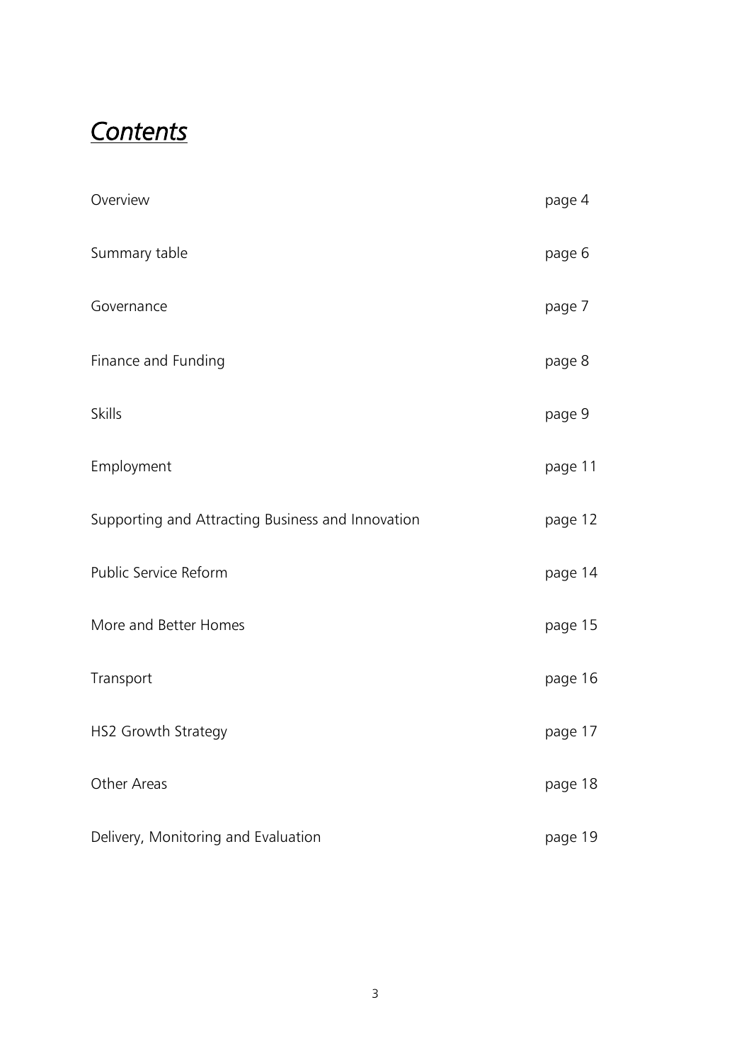# *Contents*

| | |
|---|---|
| Overview | page 4 |
| Summary table | page 6 |
| Governance | page 7 |
| Finance and Funding | page 8 |
| Skills | page 9 |
| Employment | page 11 |
| Supporting and Attracting Business and Innovation | page 12 |
| Public Service Reform | page 14 |
| More and Better Homes | page 15 |
| Transport | page 16 |
| HS2 Growth Strategy | page 17 |
| Other Areas | page 18 |
| Delivery, Monitoring and Evaluation | page 19 |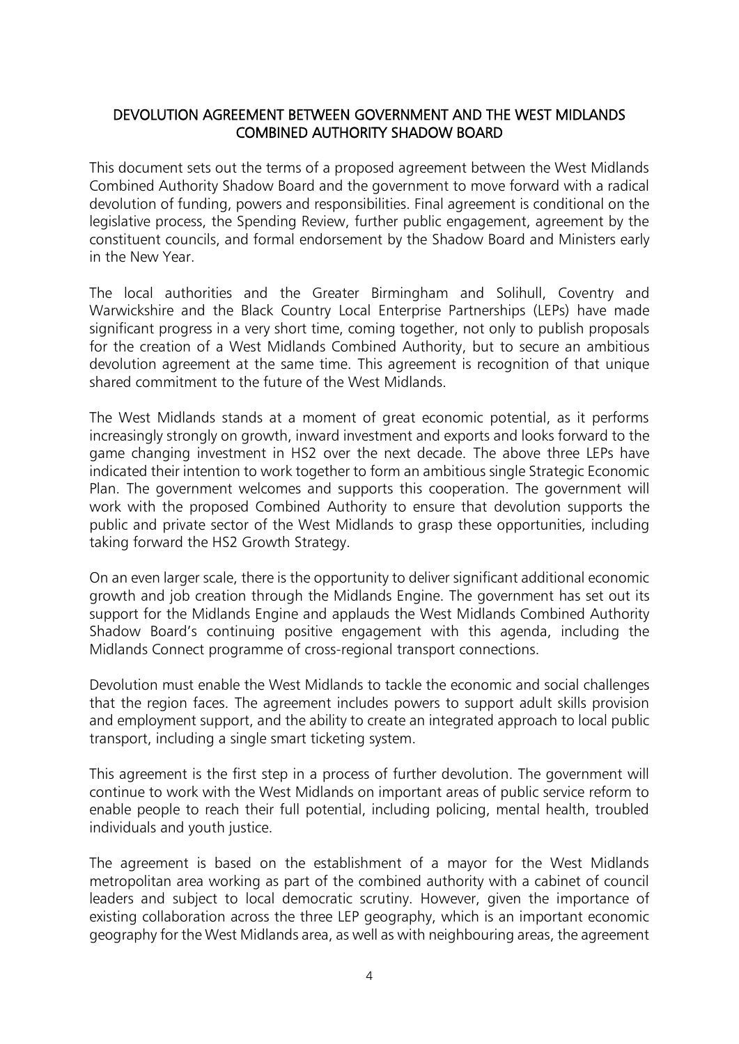## DEVOLUTION AGREEMENT BETWEEN GOVERNMENT AND THE WEST MIDLANDS COMBINED AUTHORITY SHADOW BOARD

This document sets out the terms of a proposed agreement between the West Midlands Combined Authority Shadow Board and the government to move forward with a radical devolution of funding, powers and responsibilities. Final agreement is conditional on the legislative process, the Spending Review, further public engagement, agreement by the constituent councils, and formal endorsement by the Shadow Board and Ministers early in the New Year.

The local authorities and the Greater Birmingham and Solihull, Coventry and Warwickshire and the Black Country Local Enterprise Partnerships (LEPs) have made significant progress in a very short time, coming together, not only to publish proposals for the creation of a West Midlands Combined Authority, but to secure an ambitious devolution agreement at the same time. This agreement is recognition of that unique shared commitment to the future of the West Midlands.

The West Midlands stands at a moment of great economic potential, as it performs increasingly strongly on growth, inward investment and exports and looks forward to the game changing investment in HS2 over the next decade. The above three LEPs have indicated their intention to work together to form an ambitious single Strategic Economic Plan. The government welcomes and supports this cooperation. The government will work with the proposed Combined Authority to ensure that devolution supports the public and private sector of the West Midlands to grasp these opportunities, including taking forward the HS2 Growth Strategy.

On an even larger scale, there is the opportunity to deliver significant additional economic growth and job creation through the Midlands Engine. The government has set out its support for the Midlands Engine and applauds the West Midlands Combined Authority Shadow Board's continuing positive engagement with this agenda, including the Midlands Connect programme of cross-regional transport connections.

Devolution must enable the West Midlands to tackle the economic and social challenges that the region faces. The agreement includes powers to support adult skills provision and employment support, and the ability to create an integrated approach to local public transport, including a single smart ticketing system.

This agreement is the first step in a process of further devolution. The government will continue to work with the West Midlands on important areas of public service reform to enable people to reach their full potential, including policing, mental health, troubled individuals and youth justice.

The agreement is based on the establishment of a mayor for the West Midlands metropolitan area working as part of the combined authority with a cabinet of council leaders and subject to local democratic scrutiny. However, given the importance of existing collaboration across the three LEP geography, which is an important economic geography for the West Midlands area, as well as with neighbouring areas, the agreement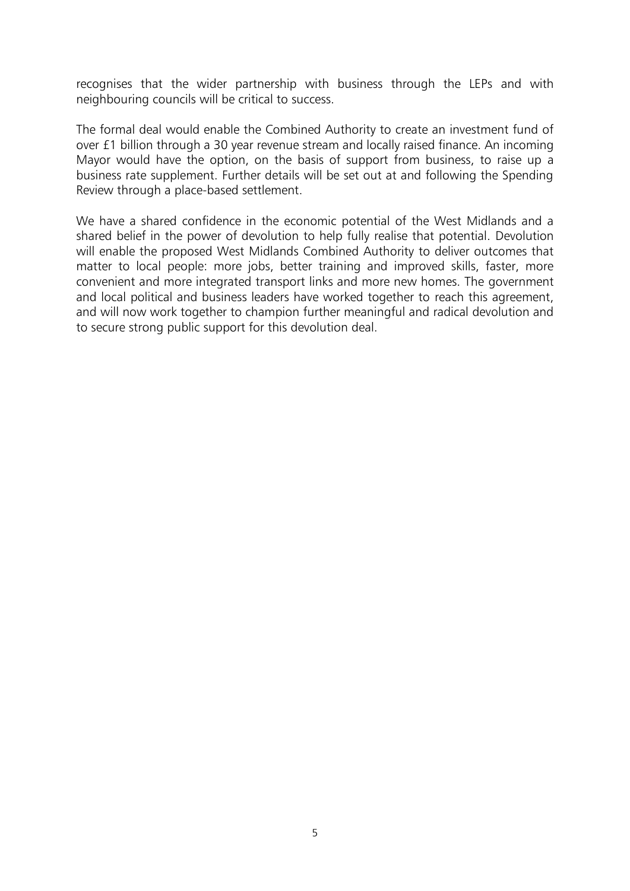recognises that the wider partnership with business through the LEPs and with neighbouring councils will be critical to success.

The formal deal would enable the Combined Authority to create an investment fund of over £1 billion through a 30 year revenue stream and locally raised finance. An incoming Mayor would have the option, on the basis of support from business, to raise up a business rate supplement. Further details will be set out at and following the Spending Review through a place-based settlement.

We have a shared confidence in the economic potential of the West Midlands and a shared belief in the power of devolution to help fully realise that potential. Devolution will enable the proposed West Midlands Combined Authority to deliver outcomes that matter to local people: more jobs, better training and improved skills, faster, more convenient and more integrated transport links and more new homes. The government and local political and business leaders have worked together to reach this agreement, and will now work together to champion further meaningful and radical devolution and to secure strong public support for this devolution deal.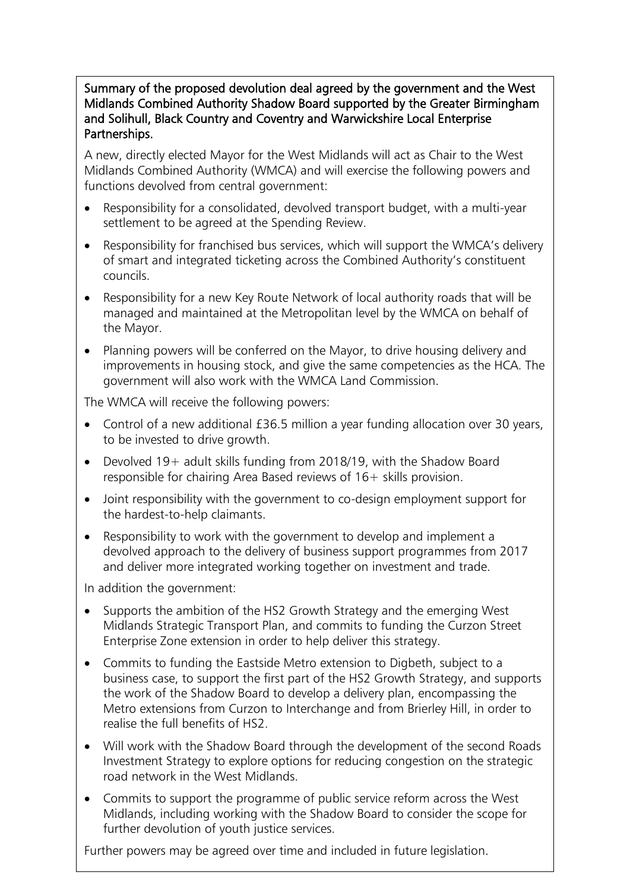**Summary of the proposed devolution deal agreed by the government and the West Midlands Combined Authority Shadow Board supported by the Greater Birmingham and Solihull, Black Country and Coventry and Warwickshire Local Enterprise Partnerships.**

A new, directly elected Mayor for the West Midlands will act as Chair to the West Midlands Combined Authority (WMCA) and will exercise the following powers and functions devolved from central government:

- Responsibility for a consolidated, devolved transport budget, with a multi-year settlement to be agreed at the Spending Review.
- Responsibility for franchised bus services, which will support the WMCA's delivery of smart and integrated ticketing across the Combined Authority's constituent councils.
- Responsibility for a new Key Route Network of local authority roads that will be managed and maintained at the Metropolitan level by the WMCA on behalf of the Mayor.
- Planning powers will be conferred on the Mayor, to drive housing delivery and improvements in housing stock, and give the same competencies as the HCA. The government will also work with the WMCA Land Commission.

The WMCA will receive the following powers:

- Control of a new additional £36.5 million a year funding allocation over 30 years, to be invested to drive growth.
- Devolved 19+ adult skills funding from 2018/19, with the Shadow Board responsible for chairing Area Based reviews of 16+ skills provision.
- Joint responsibility with the government to co-design employment support for the hardest-to-help claimants.
- Responsibility to work with the government to develop and implement a devolved approach to the delivery of business support programmes from 2017 and deliver more integrated working together on investment and trade.

In addition the government:

- Supports the ambition of the HS2 Growth Strategy and the emerging West Midlands Strategic Transport Plan, and commits to funding the Curzon Street Enterprise Zone extension in order to help deliver this strategy.
- Commits to funding the Eastside Metro extension to Digbeth, subject to a business case, to support the first part of the HS2 Growth Strategy, and supports the work of the Shadow Board to develop a delivery plan, encompassing the Metro extensions from Curzon to Interchange and from Brierley Hill, in order to realise the full benefits of HS2.
- Will work with the Shadow Board through the development of the second Roads Investment Strategy to explore options for reducing congestion on the strategic road network in the West Midlands.
- Commits to support the programme of public service reform across the West Midlands, including working with the Shadow Board to consider the scope for further devolution of youth justice services.

Further powers may be agreed over time and included in future legislation.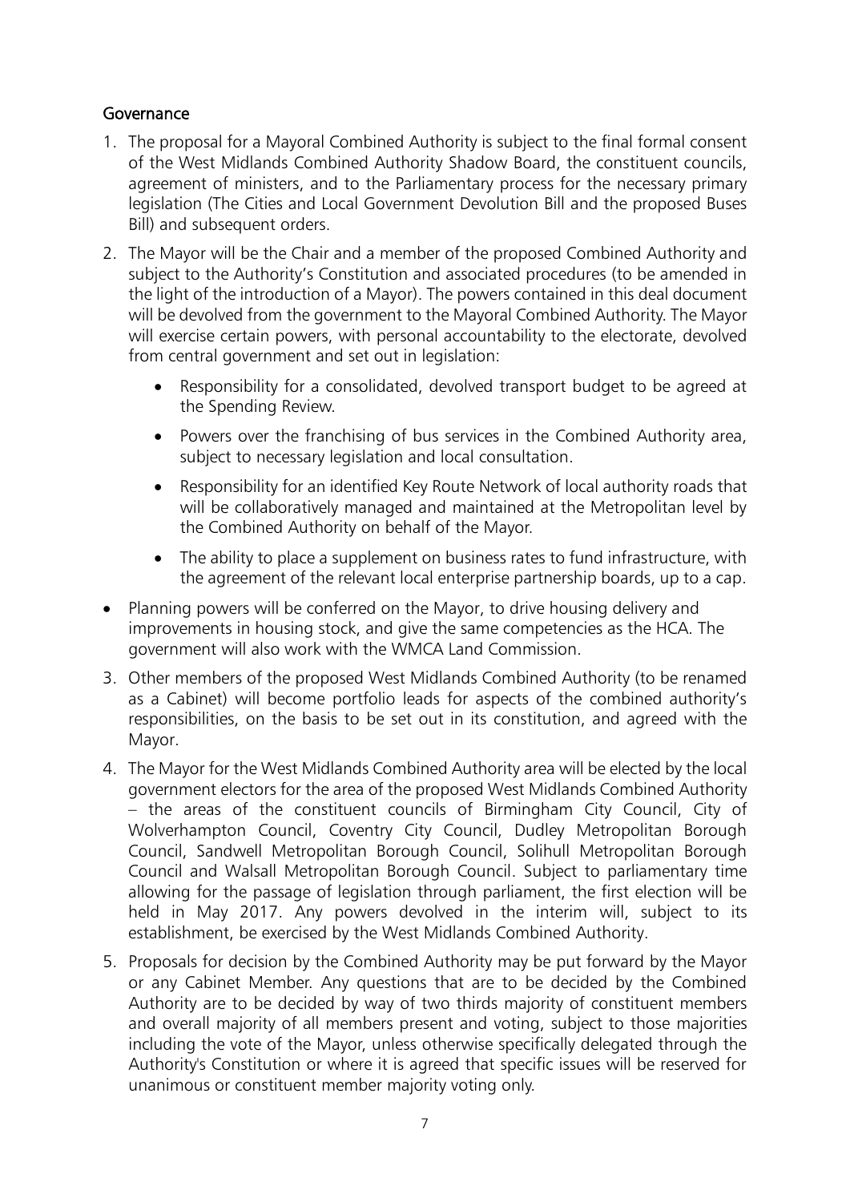## Governance

1. The proposal for a Mayoral Combined Authority is subject to the final formal consent of the West Midlands Combined Authority Shadow Board, the constituent councils, agreement of ministers, and to the Parliamentary process for the necessary primary legislation (The Cities and Local Government Devolution Bill and the proposed Buses Bill) and subsequent orders.
2. The Mayor will be the Chair and a member of the proposed Combined Authority and subject to the Authority's Constitution and associated procedures (to be amended in the light of the introduction of a Mayor). The powers contained in this deal document will be devolved from the government to the Mayoral Combined Authority. The Mayor will exercise certain powers, with personal accountability to the electorate, devolved from central government and set out in legislation:
   - Responsibility for a consolidated, devolved transport budget to be agreed at the Spending Review.
   - Powers over the franchising of bus services in the Combined Authority area, subject to necessary legislation and local consultation.
   - Responsibility for an identified Key Route Network of local authority roads that will be collaboratively managed and maintained at the Metropolitan level by the Combined Authority on behalf of the Mayor.
   - The ability to place a supplement on business rates to fund infrastructure, with the agreement of the relevant local enterprise partnership boards, up to a cap.

- Planning powers will be conferred on the Mayor, to drive housing delivery and improvements in housing stock, and give the same competencies as the HCA. The government will also work with the WMCA Land Commission.

3. Other members of the proposed West Midlands Combined Authority (to be renamed as a Cabinet) will become portfolio leads for aspects of the combined authority's responsibilities, on the basis to be set out in its constitution, and agreed with the Mayor.
4. The Mayor for the West Midlands Combined Authority area will be elected by the local government electors for the area of the proposed West Midlands Combined Authority – the areas of the constituent councils of Birmingham City Council, City of Wolverhampton Council, Coventry City Council, Dudley Metropolitan Borough Council, Sandwell Metropolitan Borough Council, Solihull Metropolitan Borough Council and Walsall Metropolitan Borough Council. Subject to parliamentary time allowing for the passage of legislation through parliament, the first election will be held in May 2017. Any powers devolved in the interim will, subject to its establishment, be exercised by the West Midlands Combined Authority.
5. Proposals for decision by the Combined Authority may be put forward by the Mayor or any Cabinet Member. Any questions that are to be decided by the Combined Authority are to be decided by way of two thirds majority of constituent members and overall majority of all members present and voting, subject to those majorities including the vote of the Mayor, unless otherwise specifically delegated through the Authority's Constitution or where it is agreed that specific issues will be reserved for unanimous or constituent member majority voting only.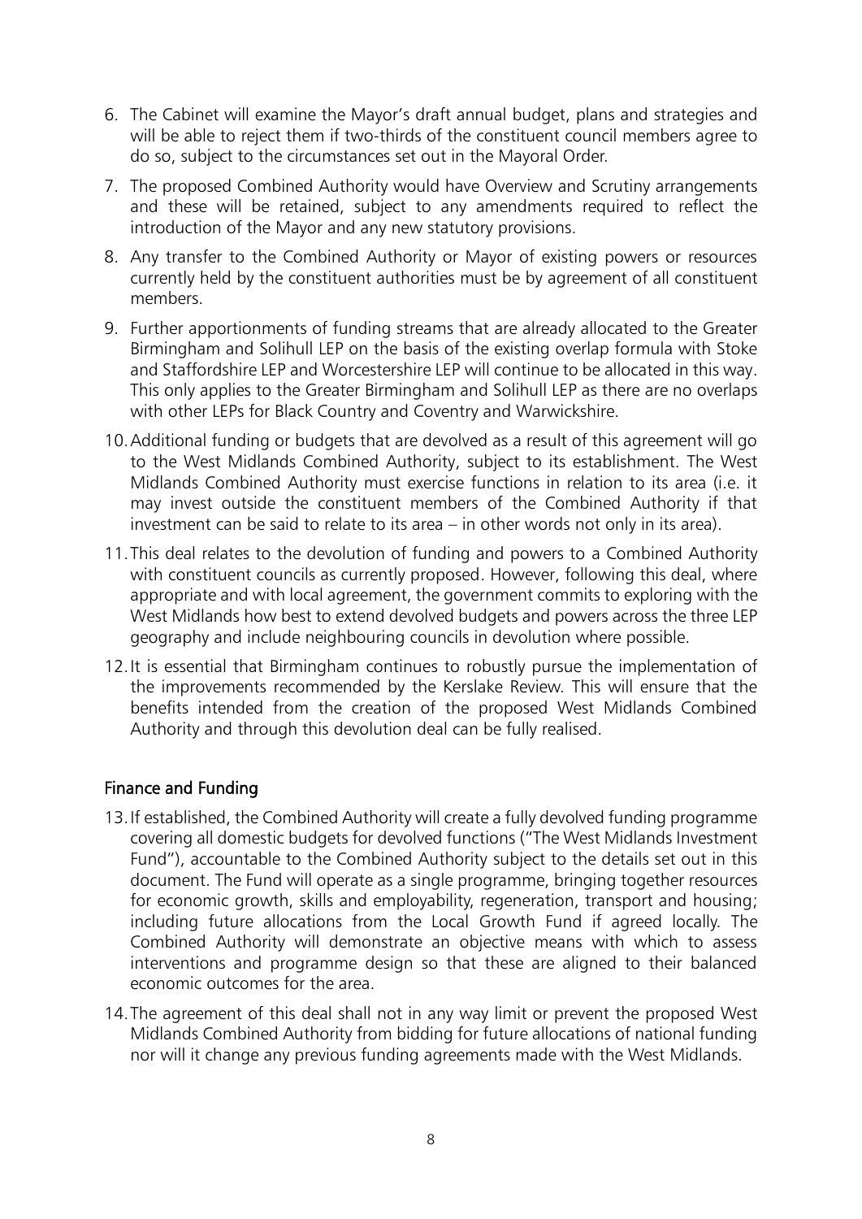6. The Cabinet will examine the Mayor's draft annual budget, plans and strategies and will be able to reject them if two-thirds of the constituent council members agree to do so, subject to the circumstances set out in the Mayoral Order.
7. The proposed Combined Authority would have Overview and Scrutiny arrangements and these will be retained, subject to any amendments required to reflect the introduction of the Mayor and any new statutory provisions.
8. Any transfer to the Combined Authority or Mayor of existing powers or resources currently held by the constituent authorities must be by agreement of all constituent members.
9. Further apportionments of funding streams that are already allocated to the Greater Birmingham and Solihull LEP on the basis of the existing overlap formula with Stoke and Staffordshire LEP and Worcestershire LEP will continue to be allocated in this way. This only applies to the Greater Birmingham and Solihull LEP as there are no overlaps with other LEPs for Black Country and Coventry and Warwickshire.
10. Additional funding or budgets that are devolved as a result of this agreement will go to the West Midlands Combined Authority, subject to its establishment. The West Midlands Combined Authority must exercise functions in relation to its area (i.e. it may invest outside the constituent members of the Combined Authority if that investment can be said to relate to its area – in other words not only in its area).
11. This deal relates to the devolution of funding and powers to a Combined Authority with constituent councils as currently proposed. However, following this deal, where appropriate and with local agreement, the government commits to exploring with the West Midlands how best to extend devolved budgets and powers across the three LEP geography and include neighbouring councils in devolution where possible.
12. It is essential that Birmingham continues to robustly pursue the implementation of the improvements recommended by the Kerslake Review. This will ensure that the benefits intended from the creation of the proposed West Midlands Combined Authority and through this devolution deal can be fully realised.

## Finance and Funding

13. If established, the Combined Authority will create a fully devolved funding programme covering all domestic budgets for devolved functions ("The West Midlands Investment Fund"), accountable to the Combined Authority subject to the details set out in this document. The Fund will operate as a single programme, bringing together resources for economic growth, skills and employability, regeneration, transport and housing; including future allocations from the Local Growth Fund if agreed locally. The Combined Authority will demonstrate an objective means with which to assess interventions and programme design so that these are aligned to their balanced economic outcomes for the area.
14. The agreement of this deal shall not in any way limit or prevent the proposed West Midlands Combined Authority from bidding for future allocations of national funding nor will it change any previous funding agreements made with the West Midlands.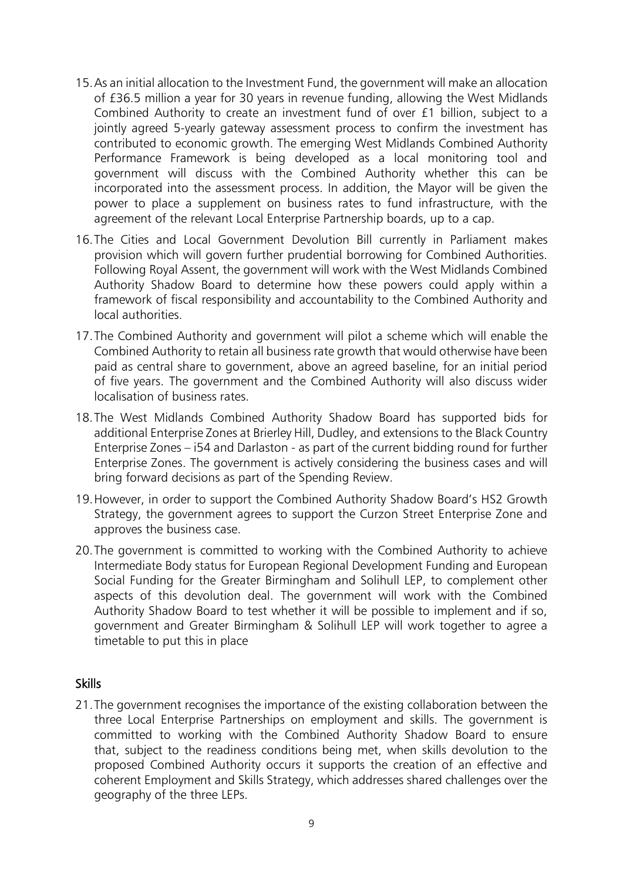15. As an initial allocation to the Investment Fund, the government will make an allocation of £36.5 million a year for 30 years in revenue funding, allowing the West Midlands Combined Authority to create an investment fund of over £1 billion, subject to a jointly agreed 5-yearly gateway assessment process to confirm the investment has contributed to economic growth. The emerging West Midlands Combined Authority Performance Framework is being developed as a local monitoring tool and government will discuss with the Combined Authority whether this can be incorporated into the assessment process. In addition, the Mayor will be given the power to place a supplement on business rates to fund infrastructure, with the agreement of the relevant Local Enterprise Partnership boards, up to a cap.

16. The Cities and Local Government Devolution Bill currently in Parliament makes provision which will govern further prudential borrowing for Combined Authorities. Following Royal Assent, the government will work with the West Midlands Combined Authority Shadow Board to determine how these powers could apply within a framework of fiscal responsibility and accountability to the Combined Authority and local authorities.

17. The Combined Authority and government will pilot a scheme which will enable the Combined Authority to retain all business rate growth that would otherwise have been paid as central share to government, above an agreed baseline, for an initial period of five years. The government and the Combined Authority will also discuss wider localisation of business rates.

18. The West Midlands Combined Authority Shadow Board has supported bids for additional Enterprise Zones at Brierley Hill, Dudley, and extensions to the Black Country Enterprise Zones – i54 and Darlaston - as part of the current bidding round for further Enterprise Zones. The government is actively considering the business cases and will bring forward decisions as part of the Spending Review.

19. However, in order to support the Combined Authority Shadow Board's HS2 Growth Strategy, the government agrees to support the Curzon Street Enterprise Zone and approves the business case.

20. The government is committed to working with the Combined Authority to achieve Intermediate Body status for European Regional Development Funding and European Social Funding for the Greater Birmingham and Solihull LEP, to complement other aspects of this devolution deal. The government will work with the Combined Authority Shadow Board to test whether it will be possible to implement and if so, government and Greater Birmingham & Solihull LEP will work together to agree a timetable to put this in place

## Skills

21. The government recognises the importance of the existing collaboration between the three Local Enterprise Partnerships on employment and skills. The government is committed to working with the Combined Authority Shadow Board to ensure that, subject to the readiness conditions being met, when skills devolution to the proposed Combined Authority occurs it supports the creation of an effective and coherent Employment and Skills Strategy, which addresses shared challenges over the geography of the three LEPs.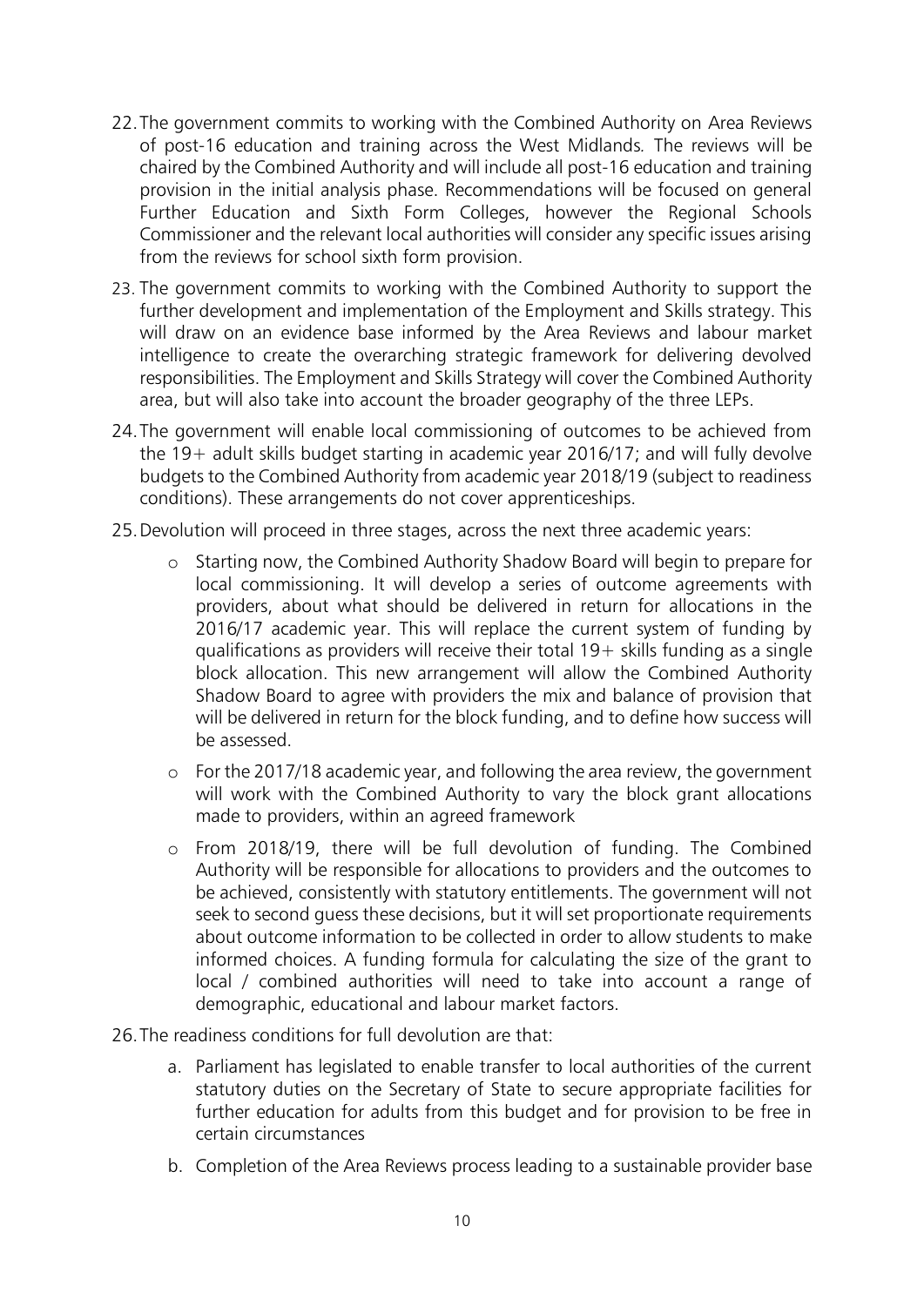22. The government commits to working with the Combined Authority on Area Reviews of post-16 education and training across the West Midlands. The reviews will be chaired by the Combined Authority and will include all post-16 education and training provision in the initial analysis phase. Recommendations will be focused on general Further Education and Sixth Form Colleges, however the Regional Schools Commissioner and the relevant local authorities will consider any specific issues arising from the reviews for school sixth form provision.

23. The government commits to working with the Combined Authority to support the further development and implementation of the Employment and Skills strategy. This will draw on an evidence base informed by the Area Reviews and labour market intelligence to create the overarching strategic framework for delivering devolved responsibilities. The Employment and Skills Strategy will cover the Combined Authority area, but will also take into account the broader geography of the three LEPs.

24. The government will enable local commissioning of outcomes to be achieved from the 19+ adult skills budget starting in academic year 2016/17; and will fully devolve budgets to the Combined Authority from academic year 2018/19 (subject to readiness conditions). These arrangements do not cover apprenticeships.

25. Devolution will proceed in three stages, across the next three academic years:

   - Starting now, the Combined Authority Shadow Board will begin to prepare for local commissioning. It will develop a series of outcome agreements with providers, about what should be delivered in return for allocations in the 2016/17 academic year. This will replace the current system of funding by qualifications as providers will receive their total 19+ skills funding as a single block allocation. This new arrangement will allow the Combined Authority Shadow Board to agree with providers the mix and balance of provision that will be delivered in return for the block funding, and to define how success will be assessed.
   - For the 2017/18 academic year, and following the area review, the government will work with the Combined Authority to vary the block grant allocations made to providers, within an agreed framework
   - From 2018/19, there will be full devolution of funding. The Combined Authority will be responsible for allocations to providers and the outcomes to be achieved, consistently with statutory entitlements. The government will not seek to second guess these decisions, but it will set proportionate requirements about outcome information to be collected in order to allow students to make informed choices. A funding formula for calculating the size of the grant to local / combined authorities will need to take into account a range of demographic, educational and labour market factors.

26. The readiness conditions for full devolution are that:

   a. Parliament has legislated to enable transfer to local authorities of the current statutory duties on the Secretary of State to secure appropriate facilities for further education for adults from this budget and for provision to be free in certain circumstances

   b. Completion of the Area Reviews process leading to a sustainable provider base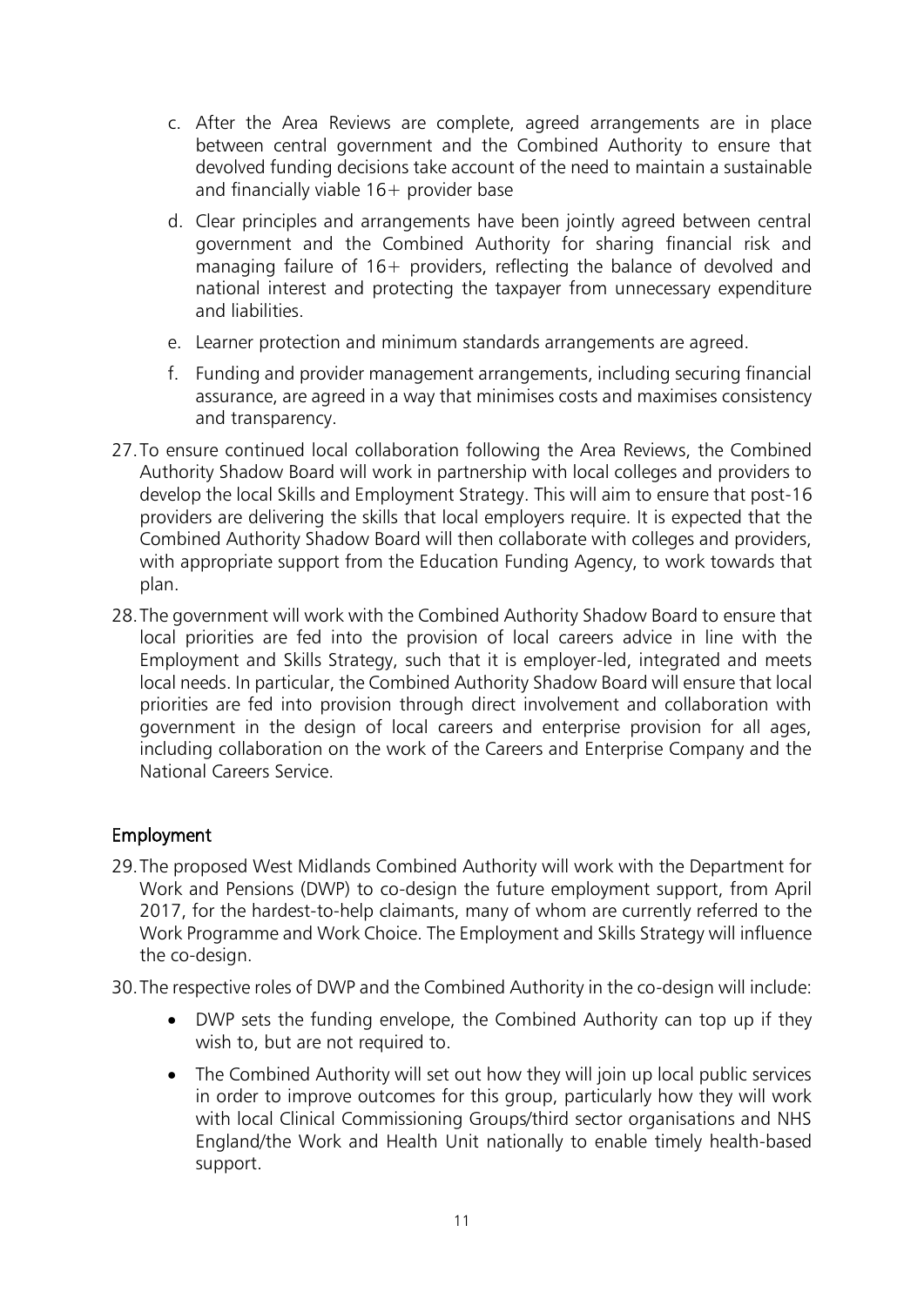c. After the Area Reviews are complete, agreed arrangements are in place between central government and the Combined Authority to ensure that devolved funding decisions take account of the need to maintain a sustainable and financially viable 16+ provider base

d. Clear principles and arrangements have been jointly agreed between central government and the Combined Authority for sharing financial risk and managing failure of 16+ providers, reflecting the balance of devolved and national interest and protecting the taxpayer from unnecessary expenditure and liabilities.

e. Learner protection and minimum standards arrangements are agreed.

f. Funding and provider management arrangements, including securing financial assurance, are agreed in a way that minimises costs and maximises consistency and transparency.

27. To ensure continued local collaboration following the Area Reviews, the Combined Authority Shadow Board will work in partnership with local colleges and providers to develop the local Skills and Employment Strategy. This will aim to ensure that post-16 providers are delivering the skills that local employers require. It is expected that the Combined Authority Shadow Board will then collaborate with colleges and providers, with appropriate support from the Education Funding Agency, to work towards that plan.

28. The government will work with the Combined Authority Shadow Board to ensure that local priorities are fed into the provision of local careers advice in line with the Employment and Skills Strategy, such that it is employer-led, integrated and meets local needs. In particular, the Combined Authority Shadow Board will ensure that local priorities are fed into provision through direct involvement and collaboration with government in the design of local careers and enterprise provision for all ages, including collaboration on the work of the Careers and Enterprise Company and the National Careers Service.

## Employment

29. The proposed West Midlands Combined Authority will work with the Department for Work and Pensions (DWP) to co-design the future employment support, from April 2017, for the hardest-to-help claimants, many of whom are currently referred to the Work Programme and Work Choice. The Employment and Skills Strategy will influence the co-design.

30. The respective roles of DWP and the Combined Authority in the co-design will include:

- DWP sets the funding envelope, the Combined Authority can top up if they wish to, but are not required to.
- The Combined Authority will set out how they will join up local public services in order to improve outcomes for this group, particularly how they will work with local Clinical Commissioning Groups/third sector organisations and NHS England/the Work and Health Unit nationally to enable timely health-based support.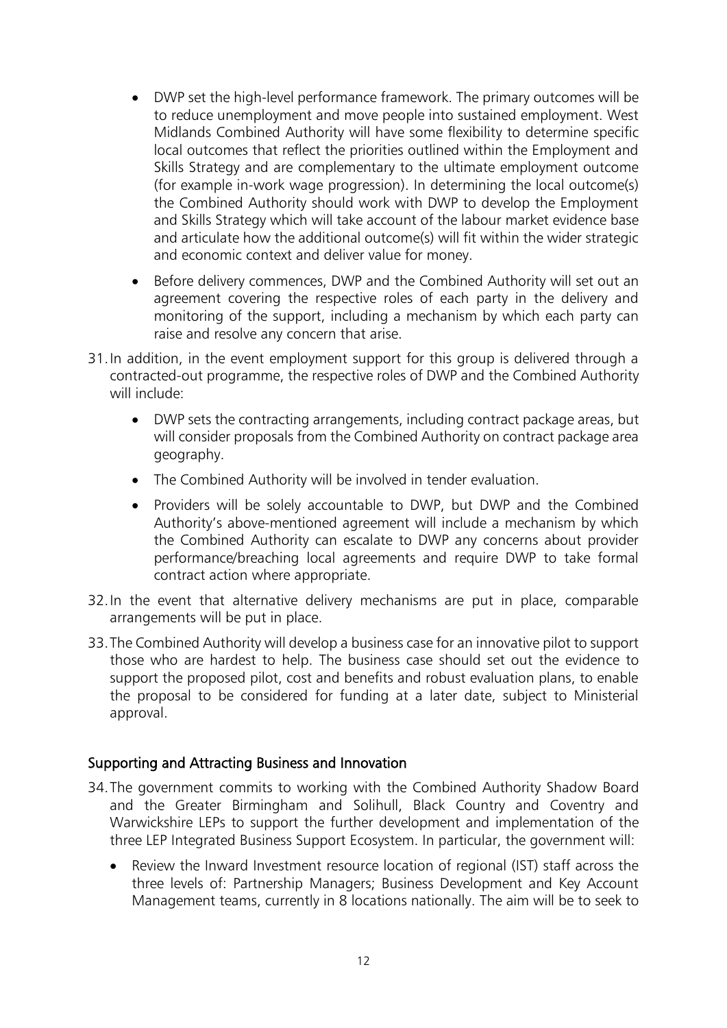- DWP set the high-level performance framework. The primary outcomes will be to reduce unemployment and move people into sustained employment. West Midlands Combined Authority will have some flexibility to determine specific local outcomes that reflect the priorities outlined within the Employment and Skills Strategy and are complementary to the ultimate employment outcome (for example in-work wage progression). In determining the local outcome(s) the Combined Authority should work with DWP to develop the Employment and Skills Strategy which will take account of the labour market evidence base and articulate how the additional outcome(s) will fit within the wider strategic and economic context and deliver value for money.

- Before delivery commences, DWP and the Combined Authority will set out an agreement covering the respective roles of each party in the delivery and monitoring of the support, including a mechanism by which each party can raise and resolve any concern that arise.

31. In addition, in the event employment support for this group is delivered through a contracted-out programme, the respective roles of DWP and the Combined Authority will include:

    - DWP sets the contracting arrangements, including contract package areas, but will consider proposals from the Combined Authority on contract package area geography.
    - The Combined Authority will be involved in tender evaluation.
    - Providers will be solely accountable to DWP, but DWP and the Combined Authority's above-mentioned agreement will include a mechanism by which the Combined Authority can escalate to DWP any concerns about provider performance/breaching local agreements and require DWP to take formal contract action where appropriate.

32. In the event that alternative delivery mechanisms are put in place, comparable arrangements will be put in place.

33. The Combined Authority will develop a business case for an innovative pilot to support those who are hardest to help. The business case should set out the evidence to support the proposed pilot, cost and benefits and robust evaluation plans, to enable the proposal to be considered for funding at a later date, subject to Ministerial approval.

## Supporting and Attracting Business and Innovation

34. The government commits to working with the Combined Authority Shadow Board and the Greater Birmingham and Solihull, Black Country and Coventry and Warwickshire LEPs to support the further development and implementation of the three LEP Integrated Business Support Ecosystem. In particular, the government will:

    - Review the Inward Investment resource location of regional (IST) staff across the three levels of: Partnership Managers; Business Development and Key Account Management teams, currently in 8 locations nationally. The aim will be to seek to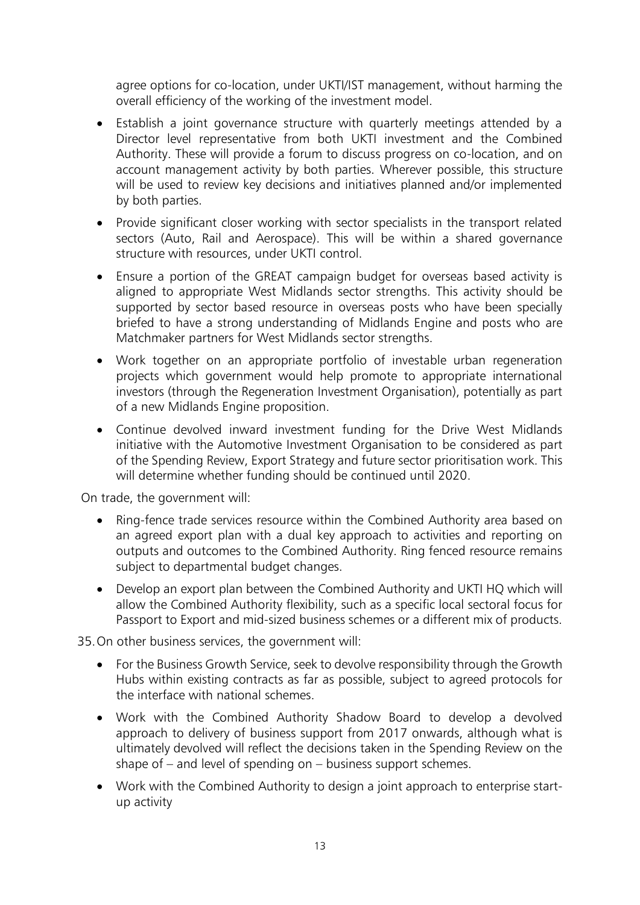agree options for co-location, under UKTI/IST management, without harming the overall efficiency of the working of the investment model.

- Establish a joint governance structure with quarterly meetings attended by a Director level representative from both UKTI investment and the Combined Authority. These will provide a forum to discuss progress on co-location, and on account management activity by both parties. Wherever possible, this structure will be used to review key decisions and initiatives planned and/or implemented by both parties.
- Provide significant closer working with sector specialists in the transport related sectors (Auto, Rail and Aerospace). This will be within a shared governance structure with resources, under UKTI control.
- Ensure a portion of the GREAT campaign budget for overseas based activity is aligned to appropriate West Midlands sector strengths. This activity should be supported by sector based resource in overseas posts who have been specially briefed to have a strong understanding of Midlands Engine and posts who are Matchmaker partners for West Midlands sector strengths.
- Work together on an appropriate portfolio of investable urban regeneration projects which government would help promote to appropriate international investors (through the Regeneration Investment Organisation), potentially as part of a new Midlands Engine proposition.
- Continue devolved inward investment funding for the Drive West Midlands initiative with the Automotive Investment Organisation to be considered as part of the Spending Review, Export Strategy and future sector prioritisation work. This will determine whether funding should be continued until 2020.

On trade, the government will:

- Ring-fence trade services resource within the Combined Authority area based on an agreed export plan with a dual key approach to activities and reporting on outputs and outcomes to the Combined Authority. Ring fenced resource remains subject to departmental budget changes.
- Develop an export plan between the Combined Authority and UKTI HQ which will allow the Combined Authority flexibility, such as a specific local sectoral focus for Passport to Export and mid-sized business schemes or a different mix of products.

35. On other business services, the government will:

- For the Business Growth Service, seek to devolve responsibility through the Growth Hubs within existing contracts as far as possible, subject to agreed protocols for the interface with national schemes.
- Work with the Combined Authority Shadow Board to develop a devolved approach to delivery of business support from 2017 onwards, although what is ultimately devolved will reflect the decisions taken in the Spending Review on the shape of – and level of spending on – business support schemes.
- Work with the Combined Authority to design a joint approach to enterprise start-up activity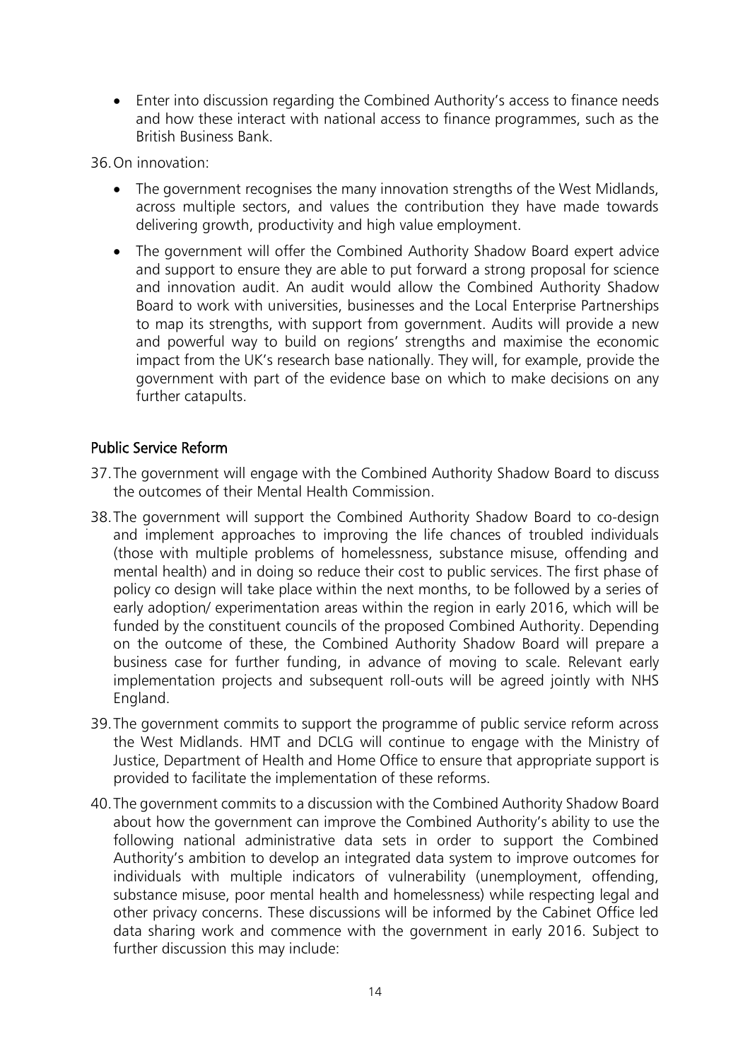- Enter into discussion regarding the Combined Authority's access to finance needs and how these interact with national access to finance programmes, such as the British Business Bank.

36. On innovation:

    - The government recognises the many innovation strengths of the West Midlands, across multiple sectors, and values the contribution they have made towards delivering growth, productivity and high value employment.
    - The government will offer the Combined Authority Shadow Board expert advice and support to ensure they are able to put forward a strong proposal for science and innovation audit. An audit would allow the Combined Authority Shadow Board to work with universities, businesses and the Local Enterprise Partnerships to map its strengths, with support from government. Audits will provide a new and powerful way to build on regions' strengths and maximise the economic impact from the UK's research base nationally. They will, for example, provide the government with part of the evidence base on which to make decisions on any further catapults.

## Public Service Reform

37. The government will engage with the Combined Authority Shadow Board to discuss the outcomes of their Mental Health Commission.

38. The government will support the Combined Authority Shadow Board to co-design and implement approaches to improving the life chances of troubled individuals (those with multiple problems of homelessness, substance misuse, offending and mental health) and in doing so reduce their cost to public services. The first phase of policy co design will take place within the next months, to be followed by a series of early adoption/ experimentation areas within the region in early 2016, which will be funded by the constituent councils of the proposed Combined Authority. Depending on the outcome of these, the Combined Authority Shadow Board will prepare a business case for further funding, in advance of moving to scale. Relevant early implementation projects and subsequent roll-outs will be agreed jointly with NHS England.

39. The government commits to support the programme of public service reform across the West Midlands. HMT and DCLG will continue to engage with the Ministry of Justice, Department of Health and Home Office to ensure that appropriate support is provided to facilitate the implementation of these reforms.

40. The government commits to a discussion with the Combined Authority Shadow Board about how the government can improve the Combined Authority's ability to use the following national administrative data sets in order to support the Combined Authority's ambition to develop an integrated data system to improve outcomes for individuals with multiple indicators of vulnerability (unemployment, offending, substance misuse, poor mental health and homelessness) while respecting legal and other privacy concerns. These discussions will be informed by the Cabinet Office led data sharing work and commence with the government in early 2016. Subject to further discussion this may include: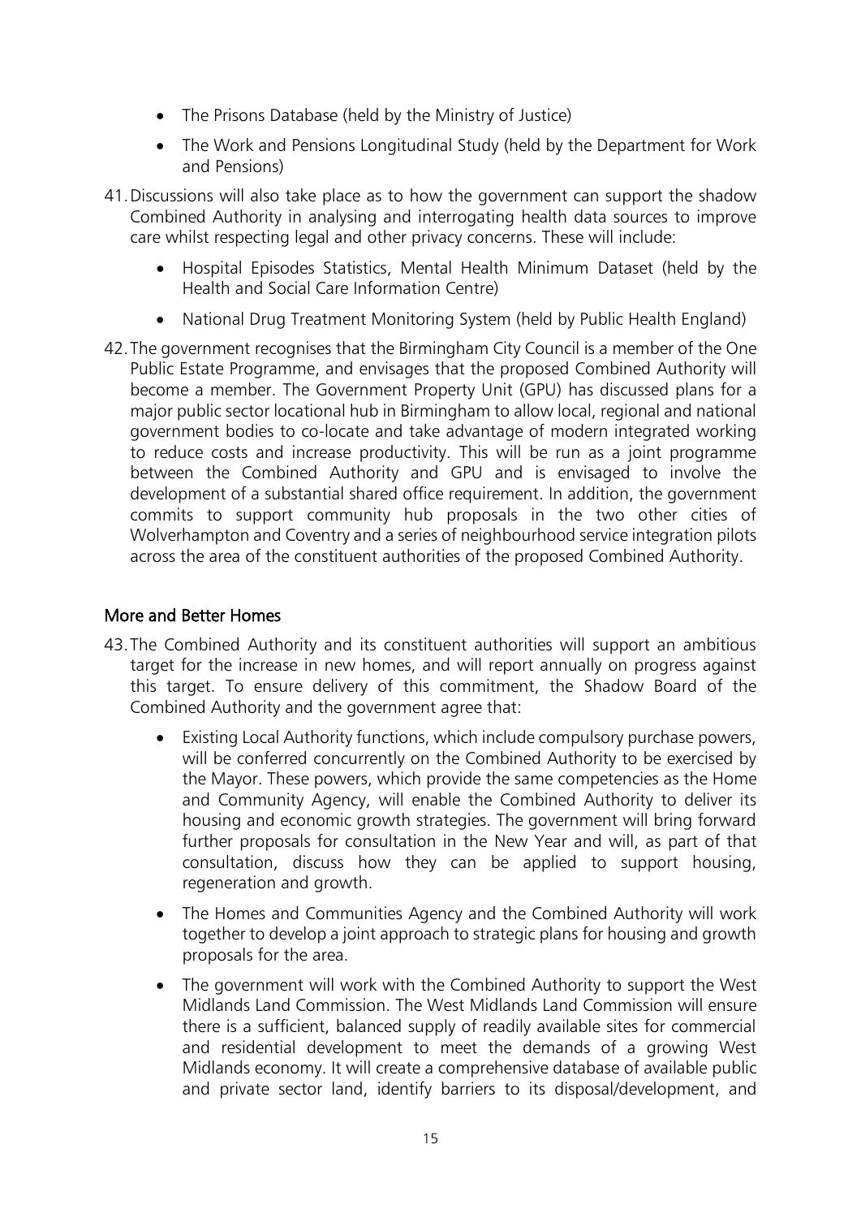- The Prisons Database (held by the Ministry of Justice)
- The Work and Pensions Longitudinal Study (held by the Department for Work and Pensions)

41. Discussions will also take place as to how the government can support the shadow Combined Authority in analysing and interrogating health data sources to improve care whilst respecting legal and other privacy concerns. These will include:

    - Hospital Episodes Statistics, Mental Health Minimum Dataset (held by the Health and Social Care Information Centre)
    - National Drug Treatment Monitoring System (held by Public Health England)

42. The government recognises that the Birmingham City Council is a member of the One Public Estate Programme, and envisages that the proposed Combined Authority will become a member. The Government Property Unit (GPU) has discussed plans for a major public sector locational hub in Birmingham to allow local, regional and national government bodies to co-locate and take advantage of modern integrated working to reduce costs and increase productivity. This will be run as a joint programme between the Combined Authority and GPU and is envisaged to involve the development of a substantial shared office requirement. In addition, the government commits to support community hub proposals in the two other cities of Wolverhampton and Coventry and a series of neighbourhood service integration pilots across the area of the constituent authorities of the proposed Combined Authority.

## More and Better Homes

43. The Combined Authority and its constituent authorities will support an ambitious target for the increase in new homes, and will report annually on progress against this target. To ensure delivery of this commitment, the Shadow Board of the Combined Authority and the government agree that:

    - Existing Local Authority functions, which include compulsory purchase powers, will be conferred concurrently on the Combined Authority to be exercised by the Mayor. These powers, which provide the same competencies as the Home and Community Agency, will enable the Combined Authority to deliver its housing and economic growth strategies. The government will bring forward further proposals for consultation in the New Year and will, as part of that consultation, discuss how they can be applied to support housing, regeneration and growth.
    - The Homes and Communities Agency and the Combined Authority will work together to develop a joint approach to strategic plans for housing and growth proposals for the area.
    - The government will work with the Combined Authority to support the West Midlands Land Commission. The West Midlands Land Commission will ensure there is a sufficient, balanced supply of readily available sites for commercial and residential development to meet the demands of a growing West Midlands economy. It will create a comprehensive database of available public and private sector land, identify barriers to its disposal/development, and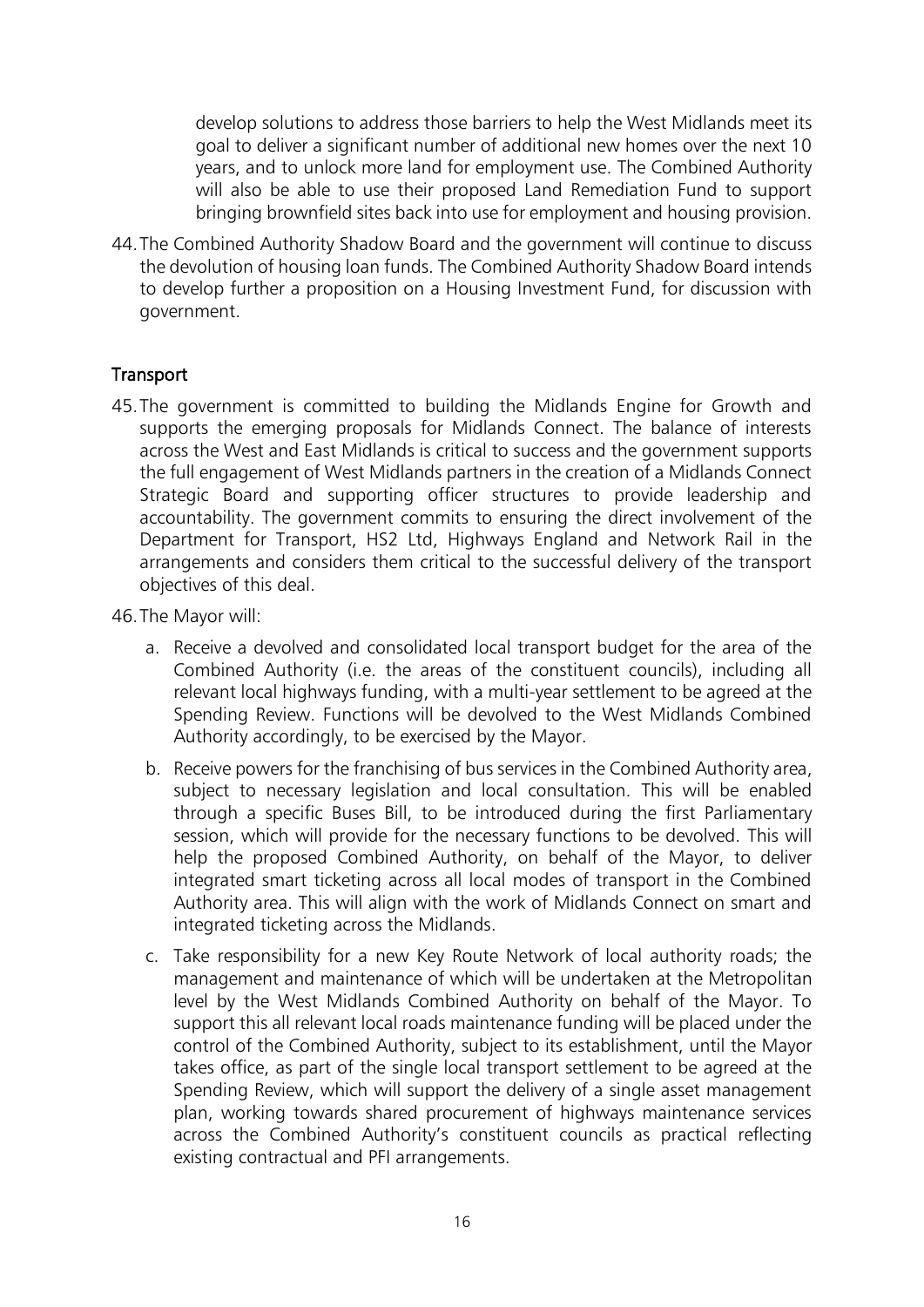develop solutions to address those barriers to help the West Midlands meet its goal to deliver a significant number of additional new homes over the next 10 years, and to unlock more land for employment use. The Combined Authority will also be able to use their proposed Land Remediation Fund to support bringing brownfield sites back into use for employment and housing provision.

44. The Combined Authority Shadow Board and the government will continue to discuss the devolution of housing loan funds. The Combined Authority Shadow Board intends to develop further a proposition on a Housing Investment Fund, for discussion with government.

## Transport

45. The government is committed to building the Midlands Engine for Growth and supports the emerging proposals for Midlands Connect. The balance of interests across the West and East Midlands is critical to success and the government supports the full engagement of West Midlands partners in the creation of a Midlands Connect Strategic Board and supporting officer structures to provide leadership and accountability. The government commits to ensuring the direct involvement of the Department for Transport, HS2 Ltd, Highways England and Network Rail in the arrangements and considers them critical to the successful delivery of the transport objectives of this deal.

46. The Mayor will:

    a. Receive a devolved and consolidated local transport budget for the area of the Combined Authority (i.e. the areas of the constituent councils), including all relevant local highways funding, with a multi-year settlement to be agreed at the Spending Review. Functions will be devolved to the West Midlands Combined Authority accordingly, to be exercised by the Mayor.

    b. Receive powers for the franchising of bus services in the Combined Authority area, subject to necessary legislation and local consultation. This will be enabled through a specific Buses Bill, to be introduced during the first Parliamentary session, which will provide for the necessary functions to be devolved. This will help the proposed Combined Authority, on behalf of the Mayor, to deliver integrated smart ticketing across all local modes of transport in the Combined Authority area. This will align with the work of Midlands Connect on smart and integrated ticketing across the Midlands.

    c. Take responsibility for a new Key Route Network of local authority roads; the management and maintenance of which will be undertaken at the Metropolitan level by the West Midlands Combined Authority on behalf of the Mayor. To support this all relevant local roads maintenance funding will be placed under the control of the Combined Authority, subject to its establishment, until the Mayor takes office, as part of the single local transport settlement to be agreed at the Spending Review, which will support the delivery of a single asset management plan, working towards shared procurement of highways maintenance services across the Combined Authority's constituent councils as practical reflecting existing contractual and PFI arrangements.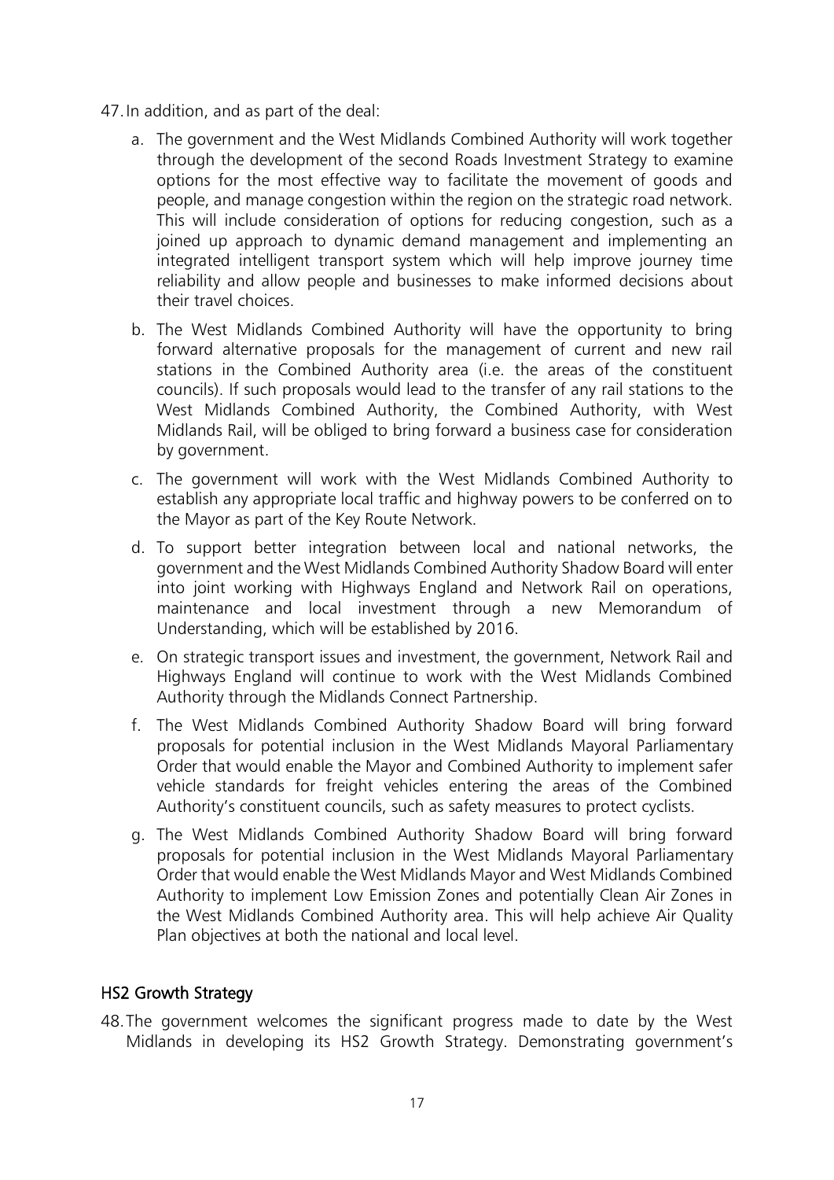47. In addition, and as part of the deal:

    a. The government and the West Midlands Combined Authority will work together through the development of the second Roads Investment Strategy to examine options for the most effective way to facilitate the movement of goods and people, and manage congestion within the region on the strategic road network. This will include consideration of options for reducing congestion, such as a joined up approach to dynamic demand management and implementing an integrated intelligent transport system which will help improve journey time reliability and allow people and businesses to make informed decisions about their travel choices.

    b. The West Midlands Combined Authority will have the opportunity to bring forward alternative proposals for the management of current and new rail stations in the Combined Authority area (i.e. the areas of the constituent councils). If such proposals would lead to the transfer of any rail stations to the West Midlands Combined Authority, the Combined Authority, with West Midlands Rail, will be obliged to bring forward a business case for consideration by government.

    c. The government will work with the West Midlands Combined Authority to establish any appropriate local traffic and highway powers to be conferred on to the Mayor as part of the Key Route Network.

    d. To support better integration between local and national networks, the government and the West Midlands Combined Authority Shadow Board will enter into joint working with Highways England and Network Rail on operations, maintenance and local investment through a new Memorandum of Understanding, which will be established by 2016.

    e. On strategic transport issues and investment, the government, Network Rail and Highways England will continue to work with the West Midlands Combined Authority through the Midlands Connect Partnership.

    f. The West Midlands Combined Authority Shadow Board will bring forward proposals for potential inclusion in the West Midlands Mayoral Parliamentary Order that would enable the Mayor and Combined Authority to implement safer vehicle standards for freight vehicles entering the areas of the Combined Authority's constituent councils, such as safety measures to protect cyclists.

    g. The West Midlands Combined Authority Shadow Board will bring forward proposals for potential inclusion in the West Midlands Mayoral Parliamentary Order that would enable the West Midlands Mayor and West Midlands Combined Authority to implement Low Emission Zones and potentially Clean Air Zones in the West Midlands Combined Authority area. This will help achieve Air Quality Plan objectives at both the national and local level.

## HS2 Growth Strategy

48. The government welcomes the significant progress made to date by the West Midlands in developing its HS2 Growth Strategy. Demonstrating government's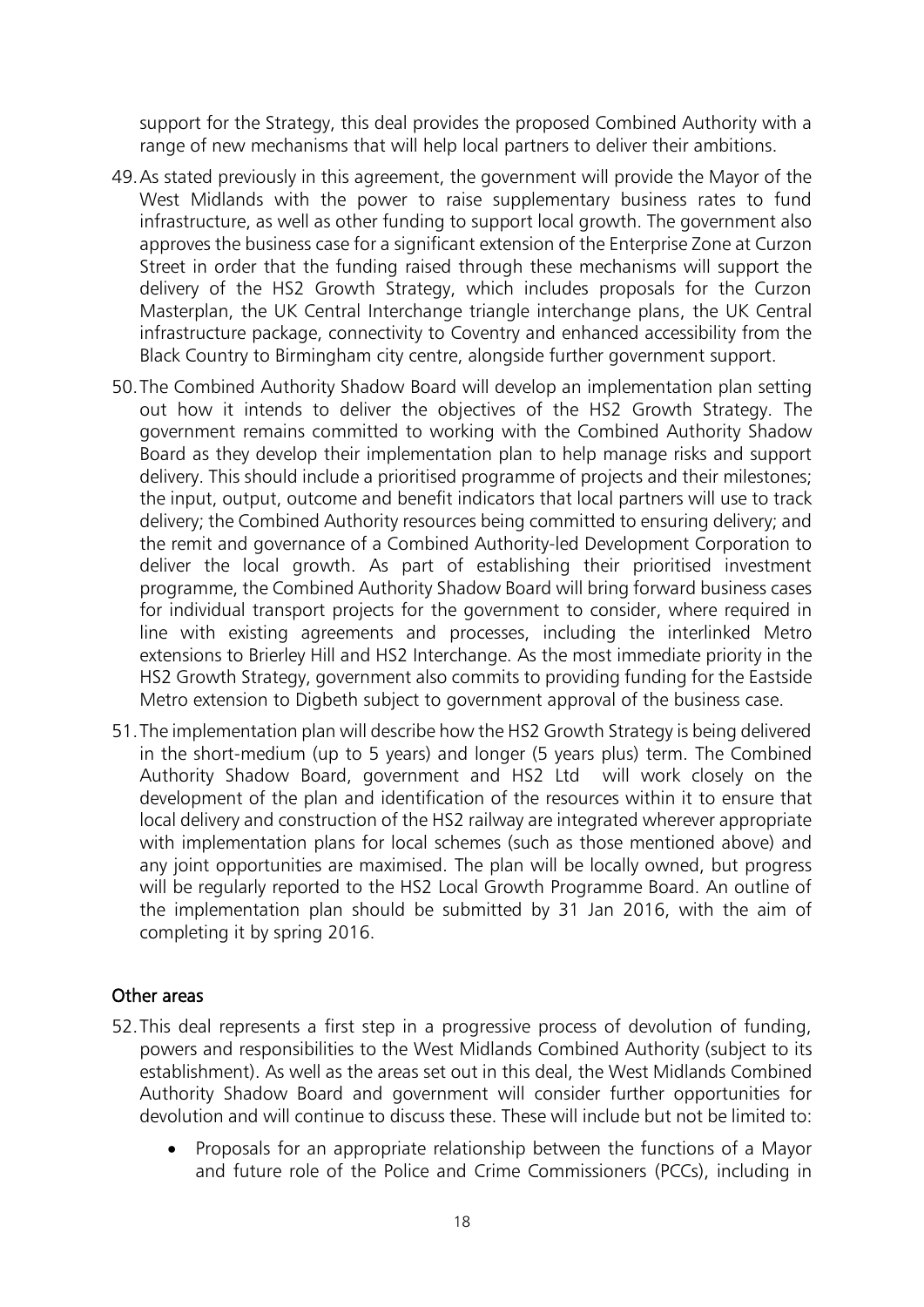support for the Strategy, this deal provides the proposed Combined Authority with a range of new mechanisms that will help local partners to deliver their ambitions.

49. As stated previously in this agreement, the government will provide the Mayor of the West Midlands with the power to raise supplementary business rates to fund infrastructure, as well as other funding to support local growth. The government also approves the business case for a significant extension of the Enterprise Zone at Curzon Street in order that the funding raised through these mechanisms will support the delivery of the HS2 Growth Strategy, which includes proposals for the Curzon Masterplan, the UK Central Interchange triangle interchange plans, the UK Central infrastructure package, connectivity to Coventry and enhanced accessibility from the Black Country to Birmingham city centre, alongside further government support.

50. The Combined Authority Shadow Board will develop an implementation plan setting out how it intends to deliver the objectives of the HS2 Growth Strategy. The government remains committed to working with the Combined Authority Shadow Board as they develop their implementation plan to help manage risks and support delivery. This should include a prioritised programme of projects and their milestones; the input, output, outcome and benefit indicators that local partners will use to track delivery; the Combined Authority resources being committed to ensuring delivery; and the remit and governance of a Combined Authority-led Development Corporation to deliver the local growth. As part of establishing their prioritised investment programme, the Combined Authority Shadow Board will bring forward business cases for individual transport projects for the government to consider, where required in line with existing agreements and processes, including the interlinked Metro extensions to Brierley Hill and HS2 Interchange. As the most immediate priority in the HS2 Growth Strategy, government also commits to providing funding for the Eastside Metro extension to Digbeth subject to government approval of the business case.

51. The implementation plan will describe how the HS2 Growth Strategy is being delivered in the short-medium (up to 5 years) and longer (5 years plus) term. The Combined Authority Shadow Board, government and HS2 Ltd will work closely on the development of the plan and identification of the resources within it to ensure that local delivery and construction of the HS2 railway are integrated wherever appropriate with implementation plans for local schemes (such as those mentioned above) and any joint opportunities are maximised. The plan will be locally owned, but progress will be regularly reported to the HS2 Local Growth Programme Board. An outline of the implementation plan should be submitted by 31 Jan 2016, with the aim of completing it by spring 2016.

## Other areas

52. This deal represents a first step in a progressive process of devolution of funding, powers and responsibilities to the West Midlands Combined Authority (subject to its establishment). As well as the areas set out in this deal, the West Midlands Combined Authority Shadow Board and government will consider further opportunities for devolution and will continue to discuss these. These will include but not be limited to:

   - Proposals for an appropriate relationship between the functions of a Mayor and future role of the Police and Crime Commissioners (PCCs), including in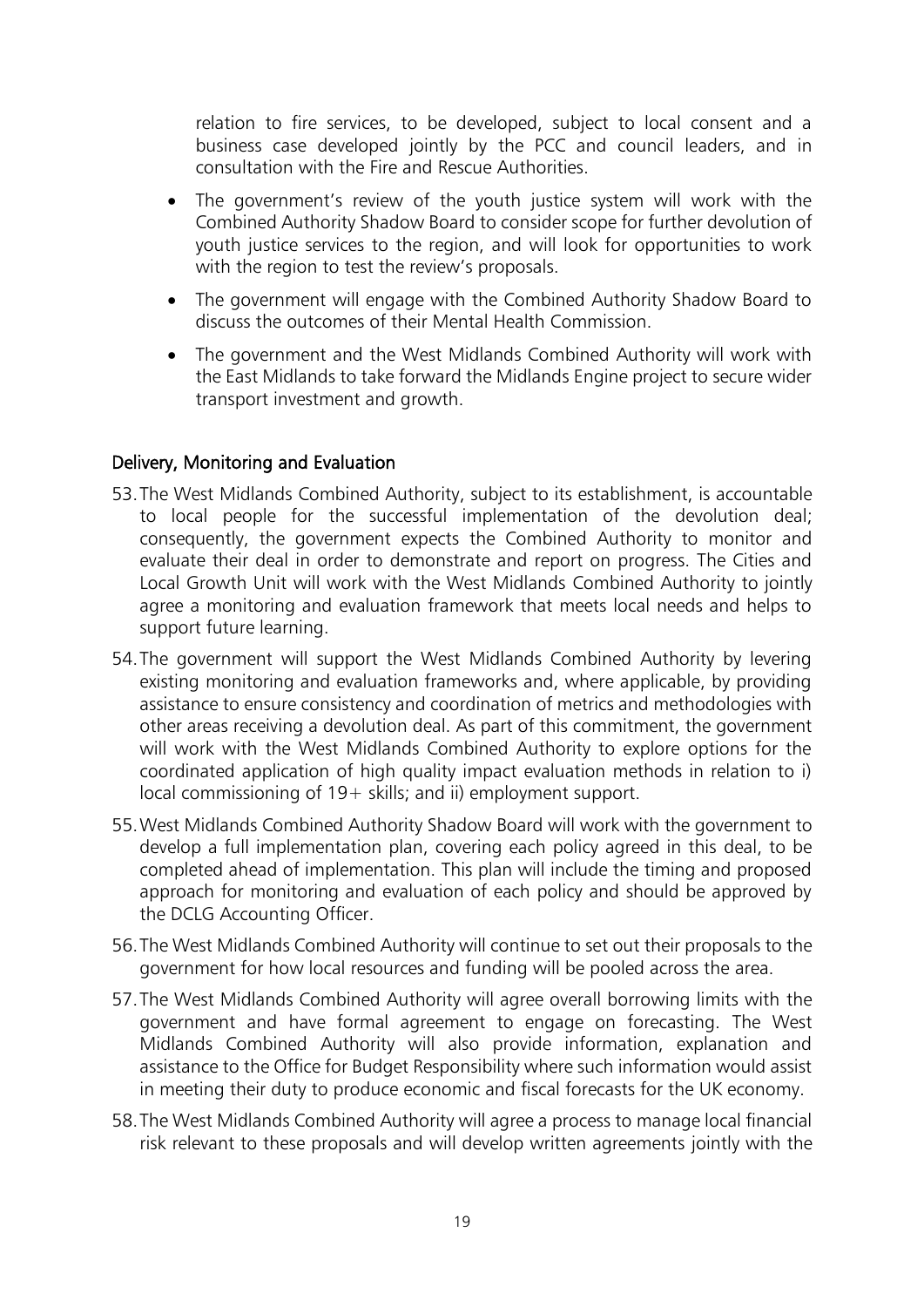relation to fire services, to be developed, subject to local consent and a business case developed jointly by the PCC and council leaders, and in consultation with the Fire and Rescue Authorities.

- The government's review of the youth justice system will work with the Combined Authority Shadow Board to consider scope for further devolution of youth justice services to the region, and will look for opportunities to work with the region to test the review's proposals.
- The government will engage with the Combined Authority Shadow Board to discuss the outcomes of their Mental Health Commission.
- The government and the West Midlands Combined Authority will work with the East Midlands to take forward the Midlands Engine project to secure wider transport investment and growth.

## Delivery, Monitoring and Evaluation

53. The West Midlands Combined Authority, subject to its establishment, is accountable to local people for the successful implementation of the devolution deal; consequently, the government expects the Combined Authority to monitor and evaluate their deal in order to demonstrate and report on progress. The Cities and Local Growth Unit will work with the West Midlands Combined Authority to jointly agree a monitoring and evaluation framework that meets local needs and helps to support future learning.
54. The government will support the West Midlands Combined Authority by levering existing monitoring and evaluation frameworks and, where applicable, by providing assistance to ensure consistency and coordination of metrics and methodologies with other areas receiving a devolution deal. As part of this commitment, the government will work with the West Midlands Combined Authority to explore options for the coordinated application of high quality impact evaluation methods in relation to i) local commissioning of 19+ skills; and ii) employment support.
55. West Midlands Combined Authority Shadow Board will work with the government to develop a full implementation plan, covering each policy agreed in this deal, to be completed ahead of implementation. This plan will include the timing and proposed approach for monitoring and evaluation of each policy and should be approved by the DCLG Accounting Officer.
56. The West Midlands Combined Authority will continue to set out their proposals to the government for how local resources and funding will be pooled across the area.
57. The West Midlands Combined Authority will agree overall borrowing limits with the government and have formal agreement to engage on forecasting. The West Midlands Combined Authority will also provide information, explanation and assistance to the Office for Budget Responsibility where such information would assist in meeting their duty to produce economic and fiscal forecasts for the UK economy.
58. The West Midlands Combined Authority will agree a process to manage local financial risk relevant to these proposals and will develop written agreements jointly with the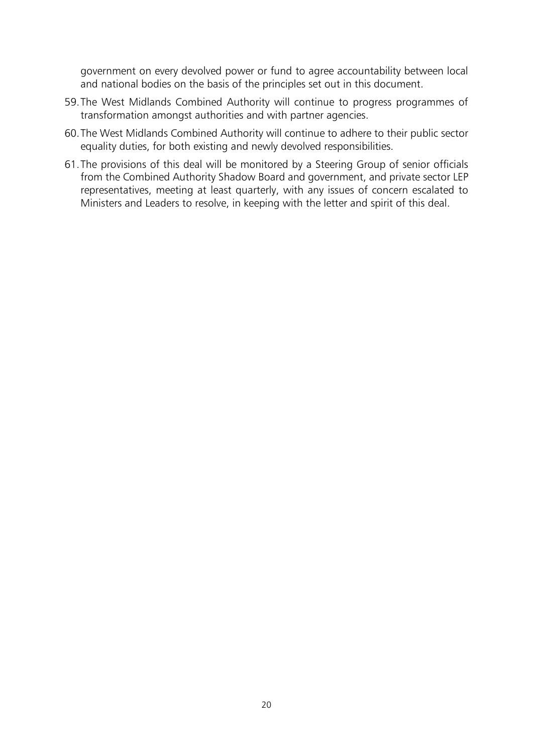government on every devolved power or fund to agree accountability between local and national bodies on the basis of the principles set out in this document.

59. The West Midlands Combined Authority will continue to progress programmes of transformation amongst authorities and with partner agencies.

60. The West Midlands Combined Authority will continue to adhere to their public sector equality duties, for both existing and newly devolved responsibilities.

61. The provisions of this deal will be monitored by a Steering Group of senior officials from the Combined Authority Shadow Board and government, and private sector LEP representatives, meeting at least quarterly, with any issues of concern escalated to Ministers and Leaders to resolve, in keeping with the letter and spirit of this deal.